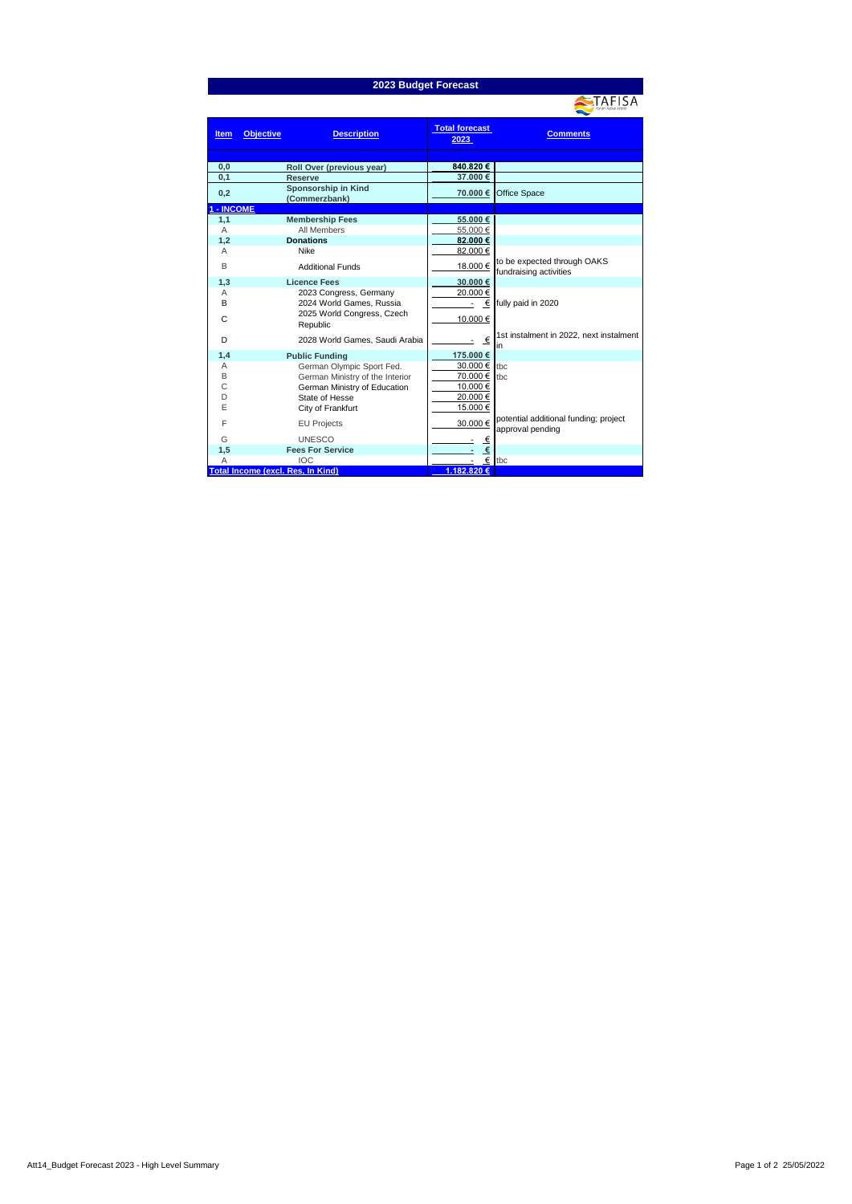# 2023 Budget Forecast

TAFISA

| Item | Objective | Description | Total forecast 2023 | Comments |
|---|---|---|---|---|
| 0,0 | | **Roll Over (previous year)** | **840.820 €** | |
| 0,1 | | **Reserve** | **37.000 €** | |
| 0,2 | | **Sponsorship in Kind (Commerzbank)** | **70.000 €** | Office Space |
| **1 - INCOME** | | | | |
| **1,1** | | **Membership Fees** | **55.000 €** | |
| A | | All Members | 55.000 € | |
| **1,2** | | **Donations** | **82.000 €** | |
| A | | Nike | 82.000 € | |
| B | | Additional Funds | 18.000 € | to be expected through OAKS fundraising activities |
| **1,3** | | **Licence Fees** | **30.000 €** | |
| A | | 2023 Congress, Germany | 20.000 € | |
| B | | 2024 World Games, Russia | - € | fully paid in 2020 |
| C | | 2025 World Congress, Czech Republic | 10.000 € | |
| D | | 2028 World Games, Saudi Arabia | - € | 1st instalment in 2022, next instalment in |
| **1,4** | | **Public Funding** | **175.000 €** | |
| A | | German Olympic Sport Fed. | 30.000 € | tbc |
| B | | German Ministry of the Interior | 70.000 € | tbc |
| C | | German Ministry of Education | 10.000 € | |
| D | | State of Hesse | 20.000 € | |
| E | | City of Frankfurt | 15.000 € | |
| F | | EU Projects | 30.000 € | potential additional funding; project approval pending |
| G | | UNESCO | - € | |
| **1,5** | | **Fees For Service** | - € | |
| A | | IOC | - € | tbc |
| **Total Income (excl. Res. In Kind)** | | | **1.182.820 €** | |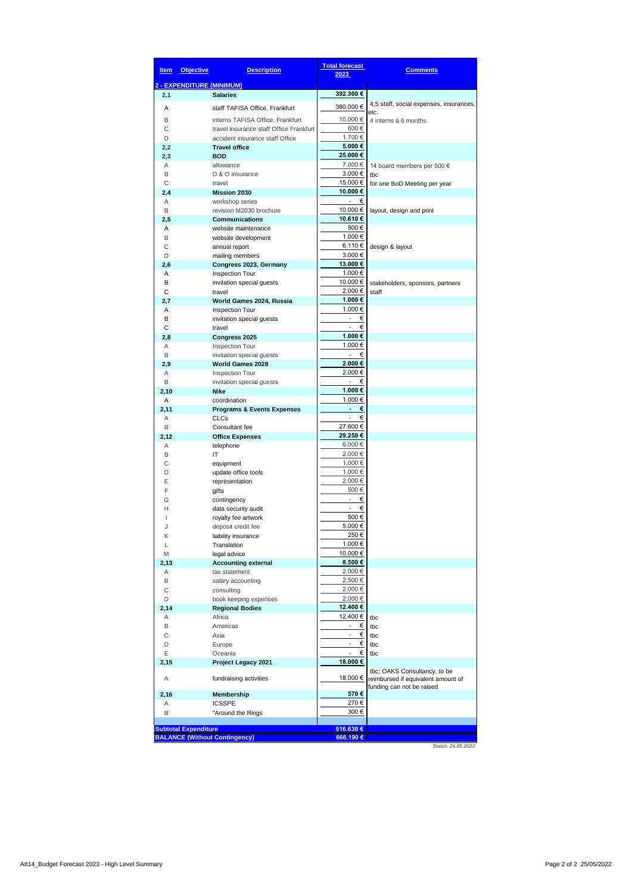| Item | Objective | Description | Total forecast 2023 | Comments |
|---|---|---|---|---|
| **2 - EXPENDITURE (MINIMUM)** | | | | |
| **2,1** | | **Salaries** | **392.300 €** | |
| A | | staff TAFISA Office, Frankfurt | 380.000 € | 4,5 staff, social expenses, insurances, etc. |
| B | | interns TAFISA Office, Frankfurt | 10.000 € | 4 interns á 6 months |
| C | | travel insurance staff Office Frankfurt | 600 € | |
| D | | accident insurance staff Office | 1.700 € | |
| **2,2** | | **Travel office** | **5.000 €** | |
| **2,3** | | **BOD** | **25.000 €** | |
| A | | allowance | 7.000 € | 14 board members per 500 € |
| B | | D & O insurance | 3.000 € | tbc |
| C | | travel | 15.000 € | for one BoD Meeting per year |
| **2,4** | | **Mission 2030** | **10.000 €** | |
| A | | workshop series | - € | |
| B | | revision M2030 brochure | 10.000 € | layout, design and print |
| **2,5** | | **Communications** | **10.610 €** | |
| A | | website maintenance | 500 € | |
| B | | website development | 1.000 € | |
| C | | annual report | 6.110 € | design & layout |
| D | | mailing members | 3.000 € | |
| **2,6** | | **Congress 2023, Germany** | **13.000 €** | |
| A | | Inspection Tour | 1.000 € | |
| B | | invitation special guests | 10.000 € | stakeholders, sponsors, partners |
| C | | travel | 2.000 € | staff |
| **2,7** | | **World Games 2024, Russia** | **1.000 €** | |
| A | | Inspection Tour | 1.000 € | |
| B | | invitation special guests | - € | |
| C | | travel | - € | |
| **2,8** | | **Congress 2025** | **1.000 €** | |
| A | | Inspection Tour | 1.000 € | |
| B | | invitation special guests | - € | |
| **2,9** | | **World Games 2028** | **2.000 €** | |
| A | | Inspection Tour | 2.000 € | |
| B | | invitation special guests | - € | |
| **2,10** | | **Nike** | **1.000 €** | |
| A | | coordination | 1.000 € | |
| **2,11** | | **Programs & Events Expenses** | **- €** | |
| A | | CLCs | - € | |
| B | | Consultant fee | 27.600 € | |
| **2,12** | | **Office Expenses** | **29.250 €** | |
| A | | telephone | 6.000 € | |
| B | | IT | 2.000 € | |
| C | | equipment | 1.000 € | |
| D | | update office tools | 1.000 € | |
| E | | representation | 2.000 € | |
| F | | gifts | 500 € | |
| G | | contingency | - € | |
| H | | data security audit | - € | |
| I | | royalty fee artwork | 500 € | |
| J | | deposit credit fee | 5.000 € | |
| K | | liability insurance | 250 € | |
| L | | Translation | 1.000 € | |
| M | | legal advice | 10.000 € | |
| **2,13** | | **Accounting external** | **8.500 €** | |
| A | | tax statement | 2.000 € | |
| B | | salary accounting | 2.500 € | |
| C | | consulting | 2.000 € | |
| D | | book keeping expenses | 2.000 € | |
| **2,14** | | **Regional Bodies** | **12.400 €** | |
| A | | Africa | 12.400 € | tbc |
| B | | Americas | - € | tbc |
| C | | Asia | - € | tbc |
| D | | Europe | - € | tbc |
| E | | Oceania | - € | tbc |
| **2,15** | | **Project Legacy 2021** | **18.000 €** | |
| A | | fundraising activities | 18.000 € | tbc; OAKS Consultancy, to be reimbursed if equivalent amount of funding can not be raised |
| **2,16** | | **Membership** | **570 €** | |
| A | | ICSSPE | 270 € | |
| B | | "Around the Rings | 300 € | |
| **Subtotal Expenditure** | | | **516.630 €** | |
| **BALANCE (Without Contingency)** | | | **666.190 €** | |

*Status: 24.05.2022*